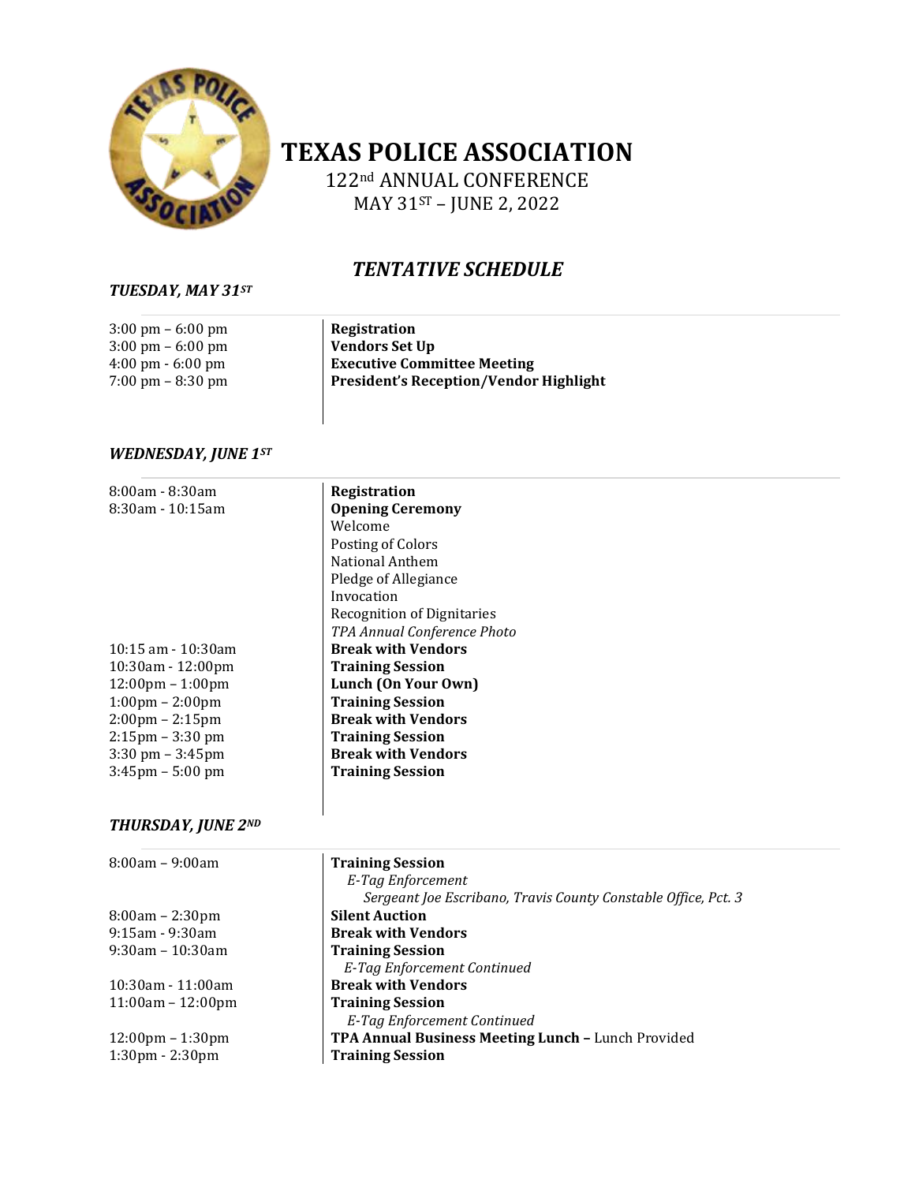# TEXAS POLICE ASSOCIATION

122nd ANNUAL CONFERENCE
MAY 31ST – JUNE 2, 2022

## *TENTATIVE SCHEDULE*

### *TUESDAY, MAY 31ST*

| | |
|---|---|
| 3:00 pm – 6:00 pm | **Registration** |
| 3:00 pm – 6:00 pm | **Vendors Set Up** |
| 4:00 pm - 6:00 pm | **Executive Committee Meeting** |
| 7:00 pm – 8:30 pm | **President's Reception/Vendor Highlight** |

### *WEDNESDAY, JUNE 1ST*

| | |
|---|---|
| 8:00am - 8:30am | **Registration** |
| 8:30am - 10:15am | **Opening Ceremony**<br>Welcome<br>Posting of Colors<br>National Anthem<br>Pledge of Allegiance<br>Invocation<br>Recognition of Dignitaries<br>*TPA Annual Conference Photo* |
| 10:15 am - 10:30am | **Break with Vendors** |
| 10:30am - 12:00pm | **Training Session** |
| 12:00pm – 1:00pm | **Lunch (On Your Own)** |
| 1:00pm – 2:00pm | **Training Session** |
| 2:00pm – 2:15pm | **Break with Vendors** |
| 2:15pm – 3:30 pm | **Training Session** |
| 3:30 pm – 3:45pm | **Break with Vendors** |
| 3:45pm – 5:00 pm | **Training Session** |

### *THURSDAY, JUNE 2ND*

| | |
|---|---|
| 8:00am – 9:00am | **Training Session**<br>*E-Tag Enforcement*<br>*Sergeant Joe Escribano, Travis County Constable Office, Pct. 3* |
| 8:00am – 2:30pm | **Silent Auction** |
| 9:15am - 9:30am | **Break with Vendors** |
| 9:30am – 10:30am | **Training Session**<br>*E-Tag Enforcement Continued* |
| 10:30am - 11:00am | **Break with Vendors** |
| 11:00am – 12:00pm | **Training Session**<br>*E-Tag Enforcement Continued* |
| 12:00pm – 1:30pm | **TPA Annual Business Meeting Lunch –** Lunch Provided |
| 1:30pm - 2:30pm | **Training Session** |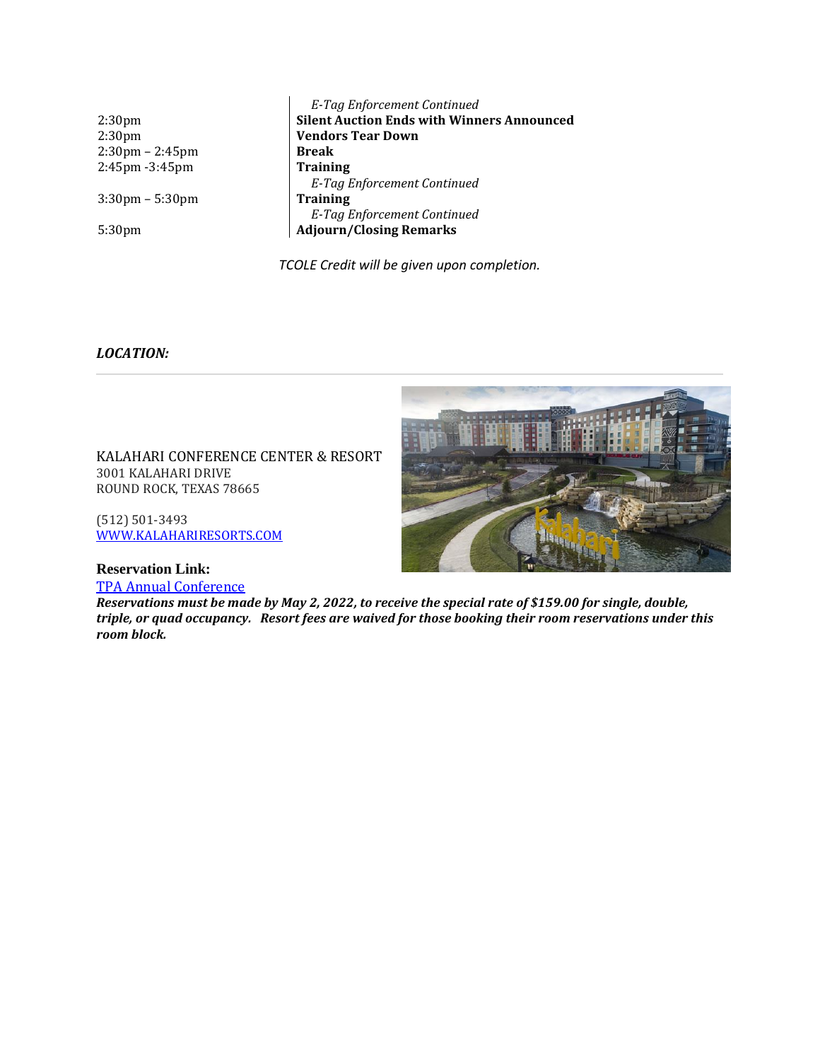| | |
|---|---|
| | *E-Tag Enforcement Continued* |
| 2:30pm | **Silent Auction Ends with Winners Announced** |
| 2:30pm | **Vendors Tear Down** |
| 2:30pm – 2:45pm | **Break** |
| 2:45pm -3:45pm | **Training** |
| | *E-Tag Enforcement Continued* |
| 3:30pm – 5:30pm | **Training** |
| | *E-Tag Enforcement Continued* |
| 5:30pm | **Adjourn/Closing Remarks** |

*TCOLE Credit will be given upon completion.*

***LOCATION:***

---

KALAHARI CONFERENCE CENTER & RESORT
3001 KALAHARI DRIVE
ROUND ROCK, TEXAS 78665

(512) 501-3493
WWW.KALAHARIRESORTS.COM

**Reservation Link:**
TPA Annual Conference
***Reservations must be made by May 2, 2022, to receive the special rate of $159.00 for single, double, triple, or quad occupancy. Resort fees are waived for those booking their room reservations under this room block.***